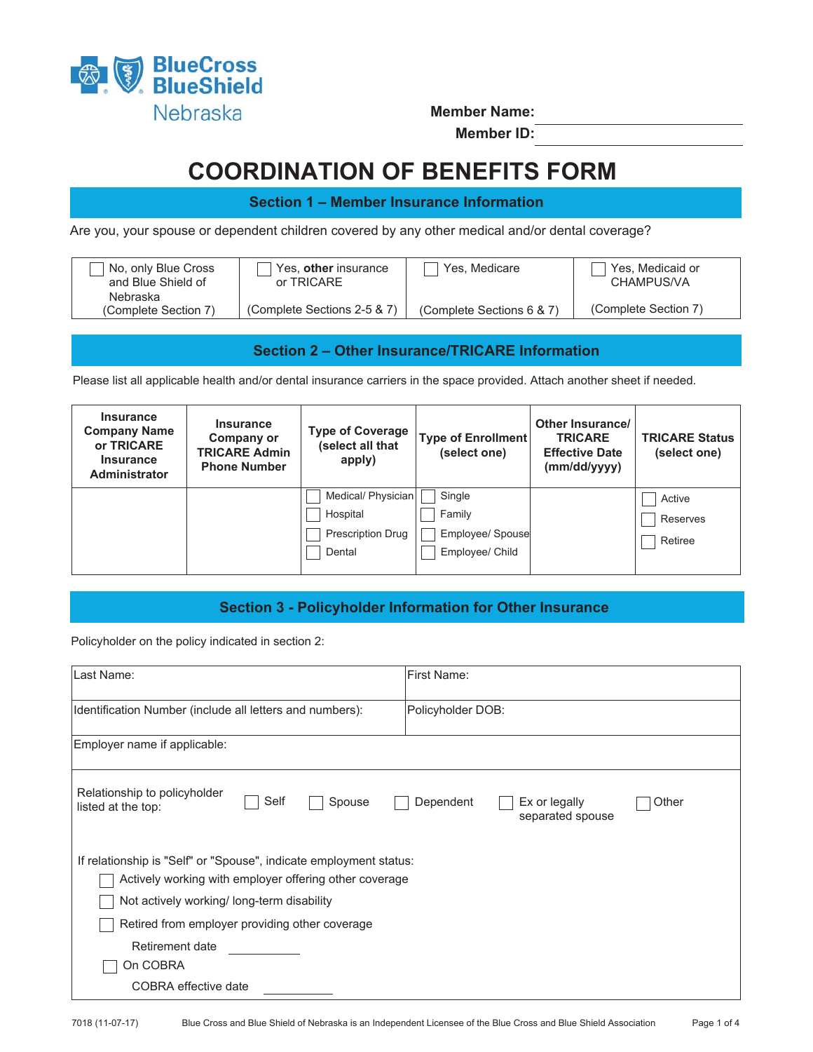BlueCross BlueShield Nebraska

**Member Name:** ____________________

**Member ID:** ____________________

# COORDINATION OF BENEFITS FORM

## Section 1 – Member Insurance Information

Are you, your spouse or dependent children covered by any other medical and/or dental coverage?

| ☐ No, only Blue Cross and Blue Shield of Nebraska (Complete Section 7) | ☐ Yes, **other** insurance or TRICARE (Complete Sections 2-5 & 7) | ☐ Yes, Medicare (Complete Sections 6 & 7) | ☐ Yes, Medicaid or CHAMPUS/VA (Complete Section 7) |
|---|---|---|---|

## Section 2 – Other Insurance/TRICARE Information

Please list all applicable health and/or dental insurance carriers in the space provided. Attach another sheet if needed.

| Insurance Company Name or TRICARE Insurance Administrator | Insurance Company or TRICARE Admin Phone Number | Type of Coverage (select all that apply) | Type of Enrollment (select one) | Other Insurance/ TRICARE Effective Date (mm/dd/yyyy) | TRICARE Status (select one) |
|---|---|---|---|---|---|
| | | ☐ Medical/ Physician<br>☐ Hospital<br>☐ Prescription Drug<br>☐ Dental | ☐ Single<br>☐ Family<br>☐ Employee/ Spouse<br>☐ Employee/ Child | | ☐ Active<br>☐ Reserves<br>☐ Retiree |

## Section 3 - Policyholder Information for Other Insurance

Policyholder on the policy indicated in section 2:

| Last Name: | First Name: |
|---|---|
| Identification Number (include all letters and numbers): | Policyholder DOB: |
| Employer name if applicable: | |

Relationship to policyholder listed at the top: ☐ Self ☐ Spouse ☐ Dependent ☐ Ex or legally separated spouse ☐ Other

If relationship is "Self" or "Spouse", indicate employment status:

- ☐ Actively working with employer offering other coverage
- ☐ Not actively working/ long-term disability
- ☐ Retired from employer providing other coverage
  - Retirement date ____________
- ☐ On COBRA
  - COBRA effective date ____________

7018 (11-07-17) Blue Cross and Blue Shield of Nebraska is an Independent Licensee of the Blue Cross and Blue Shield Association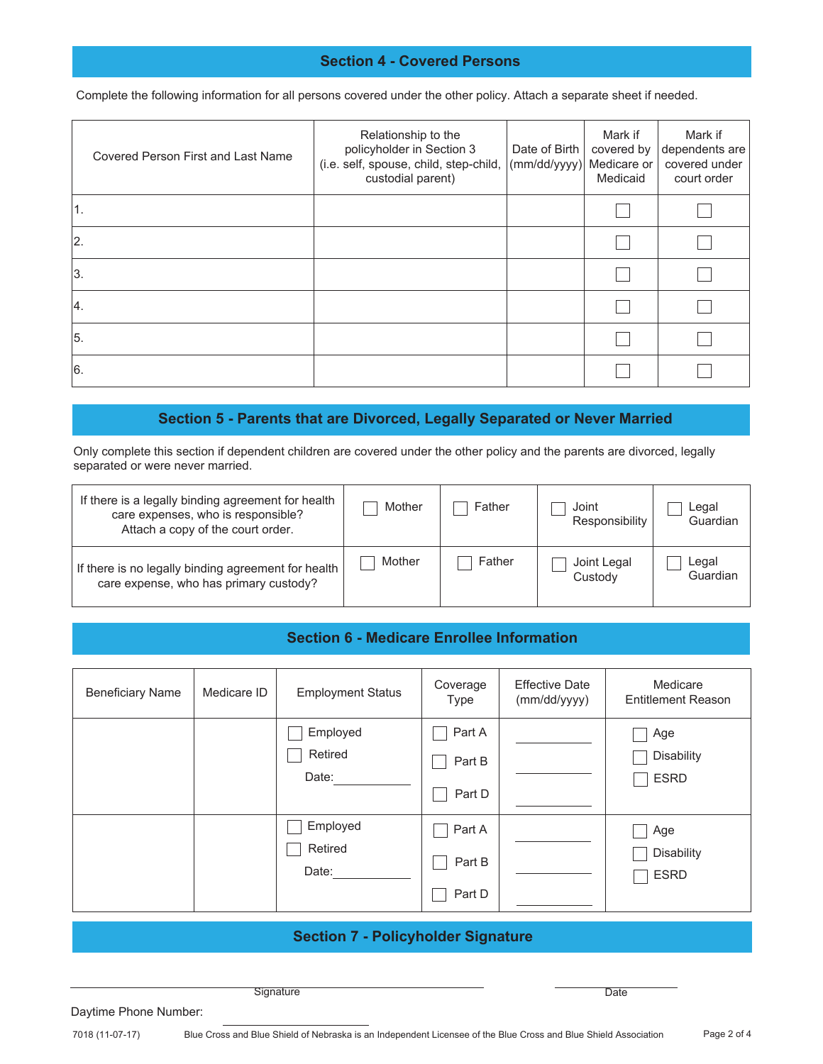## Section 4 - Covered Persons

Complete the following information for all persons covered under the other policy. Attach a separate sheet if needed.

| Covered Person First and Last Name | Relationship to the policyholder in Section 3 (i.e. self, spouse, child, step-child, custodial parent) | Date of Birth (mm/dd/yyyy) | Mark if covered by Medicare or Medicaid | Mark if dependents are covered under court order |
|---|---|---|---|---|
| 1. | | | ☐ | ☐ |
| 2. | | | ☐ | ☐ |
| 3. | | | ☐ | ☐ |
| 4. | | | ☐ | ☐ |
| 5. | | | ☐ | ☐ |
| 6. | | | ☐ | ☐ |

## Section 5 - Parents that are Divorced, Legally Separated or Never Married

Only complete this section if dependent children are covered under the other policy and the parents are divorced, legally separated or were never married.

| | | | | |
|---|---|---|---|---|
| If there is a legally binding agreement for health care expenses, who is responsible? Attach a copy of the court order. | ☐ Mother | ☐ Father | ☐ Joint Responsibility | ☐ Legal Guardian |
| If there is no legally binding agreement for health care expense, who has primary custody? | ☐ Mother | ☐ Father | ☐ Joint Legal Custody | ☐ Legal Guardian |

## Section 6 - Medicare Enrollee Information

| Beneficiary Name | Medicare ID | Employment Status | Coverage Type | Effective Date (mm/dd/yyyy) | Medicare Entitlement Reason |
|---|---|---|---|---|---|
| | | ☐ Employed<br>☐ Retired<br>Date:__________ | ☐ Part A<br>☐ Part B<br>☐ Part D | __________<br>__________<br>__________ | ☐ Age<br>☐ Disability<br>☐ ESRD |
| | | ☐ Employed<br>☐ Retired<br>Date:__________ | ☐ Part A<br>☐ Part B<br>☐ Part D | __________<br>__________<br>__________ | ☐ Age<br>☐ Disability<br>☐ ESRD |

## Section 7 - Policyholder Signature

______________________________ Signature &nbsp;&nbsp;&nbsp;&nbsp; ______________ Date

Daytime Phone Number: ______________________

7018 (11-07-17) Blue Cross and Blue Shield of Nebraska is an Independent Licensee of the Blue Cross and Blue Shield Association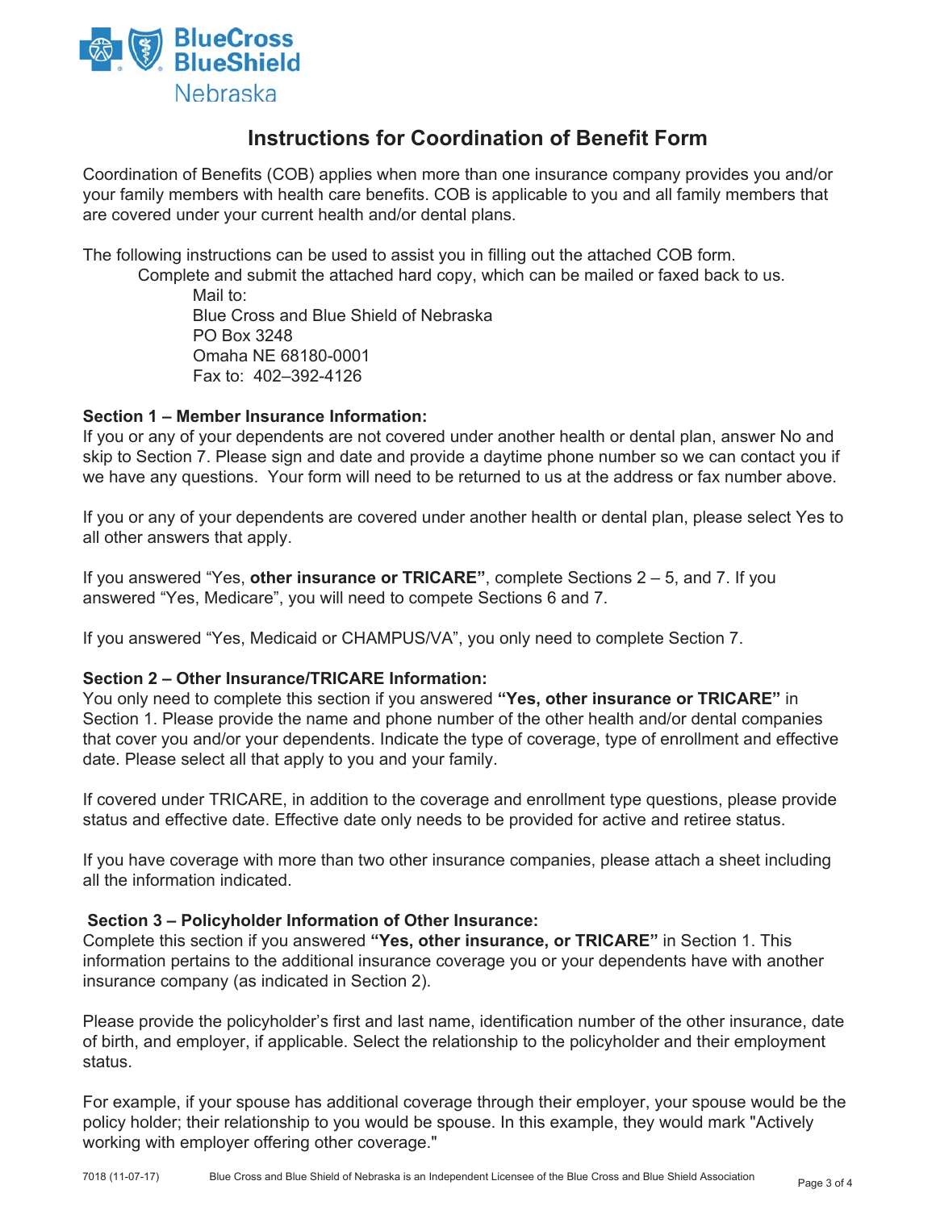BlueCross BlueShield Nebraska

# Instructions for Coordination of Benefit Form

Coordination of Benefits (COB) applies when more than one insurance company provides you and/or your family members with health care benefits. COB is applicable to you and all family members that are covered under your current health and/or dental plans.

The following instructions can be used to assist you in filling out the attached COB form.

Complete and submit the attached hard copy, which can be mailed or faxed back to us.

Mail to:
Blue Cross and Blue Shield of Nebraska
PO Box 3248
Omaha NE 68180-0001
Fax to: 402–392-4126

**Section 1 – Member Insurance Information:**
If you or any of your dependents are not covered under another health or dental plan, answer No and skip to Section 7. Please sign and date and provide a daytime phone number so we can contact you if we have any questions. Your form will need to be returned to us at the address or fax number above.

If you or any of your dependents are covered under another health or dental plan, please select Yes to all other answers that apply.

If you answered "Yes, **other insurance or TRICARE"**, complete Sections 2 – 5, and 7. If you answered "Yes, Medicare", you will need to compete Sections 6 and 7.

If you answered "Yes, Medicaid or CHAMPUS/VA", you only need to complete Section 7.

**Section 2 – Other Insurance/TRICARE Information:**
You only need to complete this section if you answered **"Yes, other insurance or TRICARE"** in Section 1. Please provide the name and phone number of the other health and/or dental companies that cover you and/or your dependents. Indicate the type of coverage, type of enrollment and effective date. Please select all that apply to you and your family.

If covered under TRICARE, in addition to the coverage and enrollment type questions, please provide status and effective date. Effective date only needs to be provided for active and retiree status.

If you have coverage with more than two other insurance companies, please attach a sheet including all the information indicated.

**Section 3 – Policyholder Information of Other Insurance:**
Complete this section if you answered **"Yes, other insurance, or TRICARE"** in Section 1. This information pertains to the additional insurance coverage you or your dependents have with another insurance company (as indicated in Section 2).

Please provide the policyholder's first and last name, identification number of the other insurance, date of birth, and employer, if applicable. Select the relationship to the policyholder and their employment status.

For example, if your spouse has additional coverage through their employer, your spouse would be the policy holder; their relationship to you would be spouse. In this example, they would mark "Actively working with employer offering other coverage."

7018 (11-07-17) Blue Cross and Blue Shield of Nebraska is an Independent Licensee of the Blue Cross and Blue Shield Association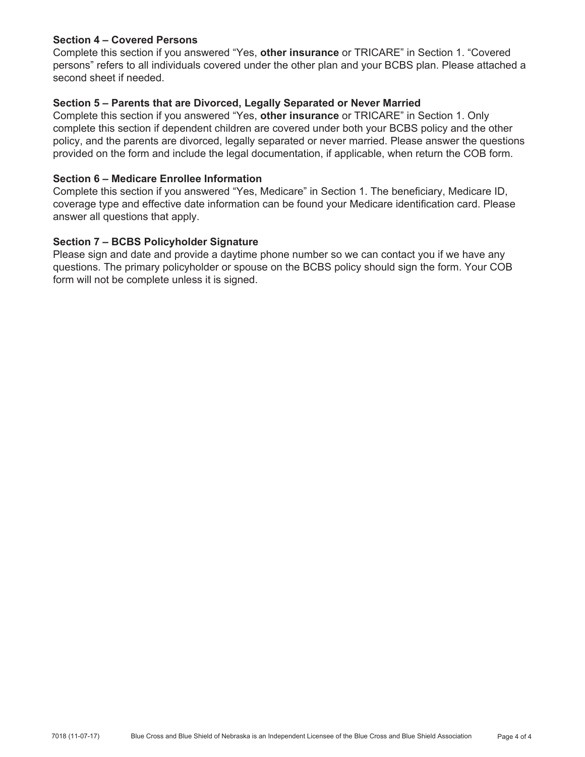**Section 4 – Covered Persons**

Complete this section if you answered "Yes, **other insurance** or TRICARE" in Section 1. "Covered persons" refers to all individuals covered under the other plan and your BCBS plan. Please attached a second sheet if needed.

**Section 5 – Parents that are Divorced, Legally Separated or Never Married**

Complete this section if you answered "Yes, **other insurance** or TRICARE" in Section 1. Only complete this section if dependent children are covered under both your BCBS policy and the other policy, and the parents are divorced, legally separated or never married. Please answer the questions provided on the form and include the legal documentation, if applicable, when return the COB form.

**Section 6 – Medicare Enrollee Information**

Complete this section if you answered "Yes, Medicare" in Section 1. The beneficiary, Medicare ID, coverage type and effective date information can be found your Medicare identification card. Please answer all questions that apply.

**Section 7 – BCBS Policyholder Signature**

Please sign and date and provide a daytime phone number so we can contact you if we have any questions. The primary policyholder or spouse on the BCBS policy should sign the form. Your COB form will not be complete unless it is signed.

7018 (11-07-17) Blue Cross and Blue Shield of Nebraska is an Independent Licensee of the Blue Cross and Blue Shield Association